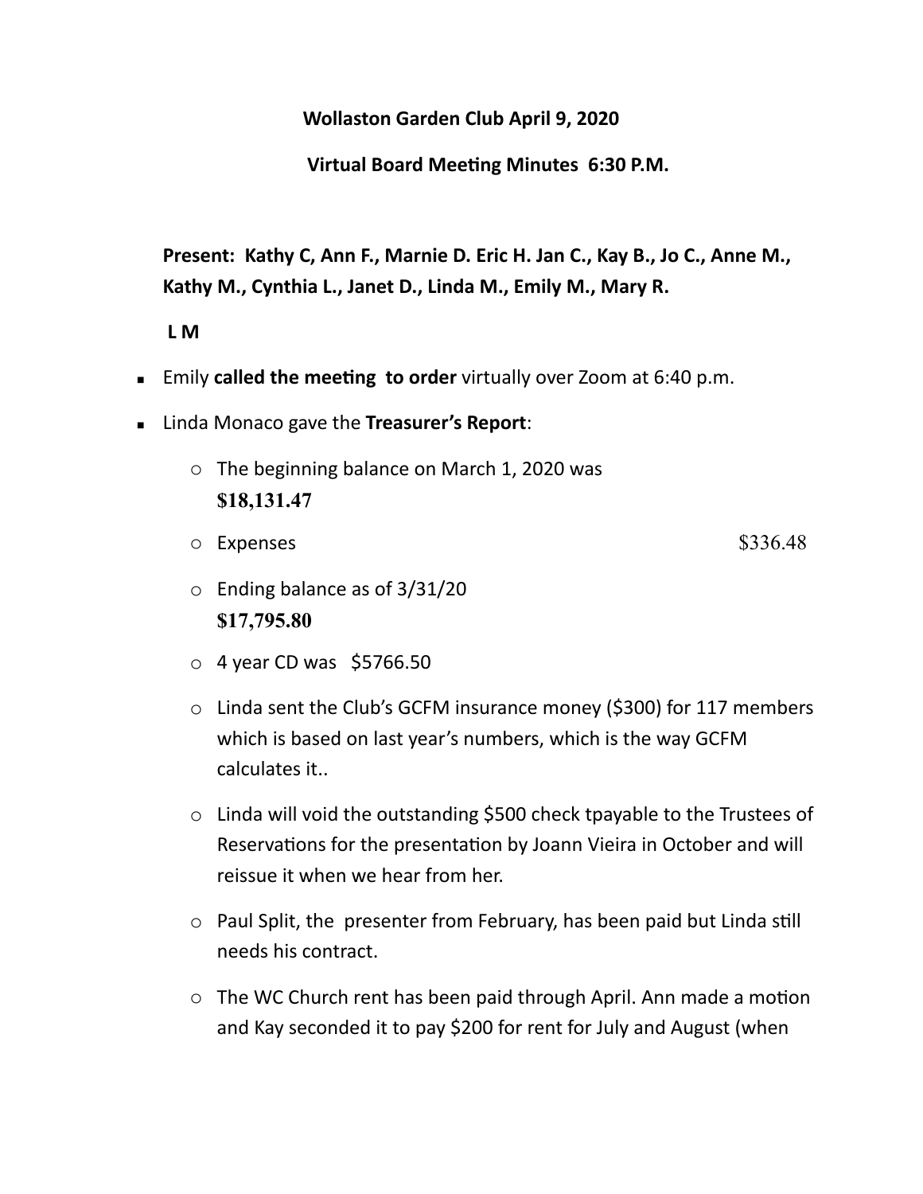**Wollaston Garden Club April 9, 2020**

**Virtual Board Meeting Minutes 6:30 P.M.**

**Present: Kathy C, Ann F., Marnie D. Eric H. Jan C., Kay B., Jo C., Anne M., Kathy M., Cynthia L., Janet D., Linda M., Emily M., Mary R.**

**L M**

- Emily **called the meeting to order** virtually over Zoom at 6:40 p.m.
- Linda Monaco gave the **Treasurer's Report**:
  - The beginning balance on March 1, 2020 was **$18,131.47**
  - Expenses $336.48
  - Ending balance as of 3/31/20 **$17,795.80**
  - 4 year CD was $5766.50
  - Linda sent the Club's GCFM insurance money ($300) for 117 members which is based on last year's numbers, which is the way GCFM calculates it..
  - Linda will void the outstanding $500 check tpayable to the Trustees of Reservations for the presentation by Joann Vieira in October and will reissue it when we hear from her.
  - Paul Split, the presenter from February, has been paid but Linda still needs his contract.
  - The WC Church rent has been paid through April. Ann made a motion and Kay seconded it to pay $200 for rent for July and August (when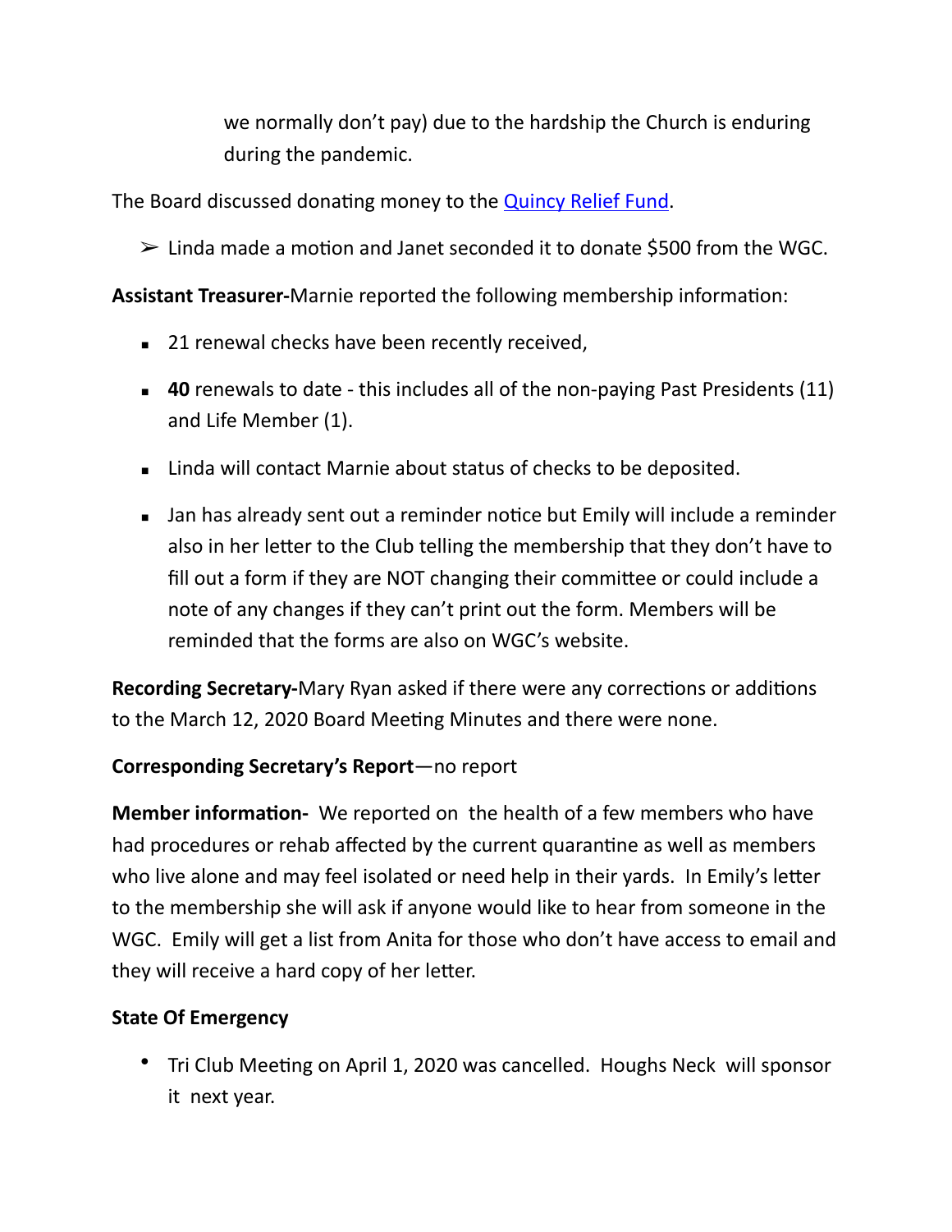we normally don't pay) due to the hardship the Church is enduring during the pandemic.

The Board discussed donating money to the [Quincy Relief Fund](#).

➢ Linda made a motion and Janet seconded it to donate $500 from the WGC.

**Assistant Treasurer-**Marnie reported the following membership information:

- 21 renewal checks have been recently received,
- **40** renewals to date - this includes all of the non-paying Past Presidents (11) and Life Member (1).
- Linda will contact Marnie about status of checks to be deposited.
- Jan has already sent out a reminder notice but Emily will include a reminder also in her letter to the Club telling the membership that they don't have to fill out a form if they are NOT changing their committee or could include a note of any changes if they can't print out the form. Members will be reminded that the forms are also on WGC's website.

**Recording Secretary-**Mary Ryan asked if there were any corrections or additions to the March 12, 2020 Board Meeting Minutes and there were none.

**Corresponding Secretary's Report**—no report

**Member information-** We reported on the health of a few members who have had procedures or rehab affected by the current quarantine as well as members who live alone and may feel isolated or need help in their yards. In Emily's letter to the membership she will ask if anyone would like to hear from someone in the WGC. Emily will get a list from Anita for those who don't have access to email and they will receive a hard copy of her letter.

**State Of Emergency**

- Tri Club Meeting on April 1, 2020 was cancelled. Houghs Neck will sponsor it next year.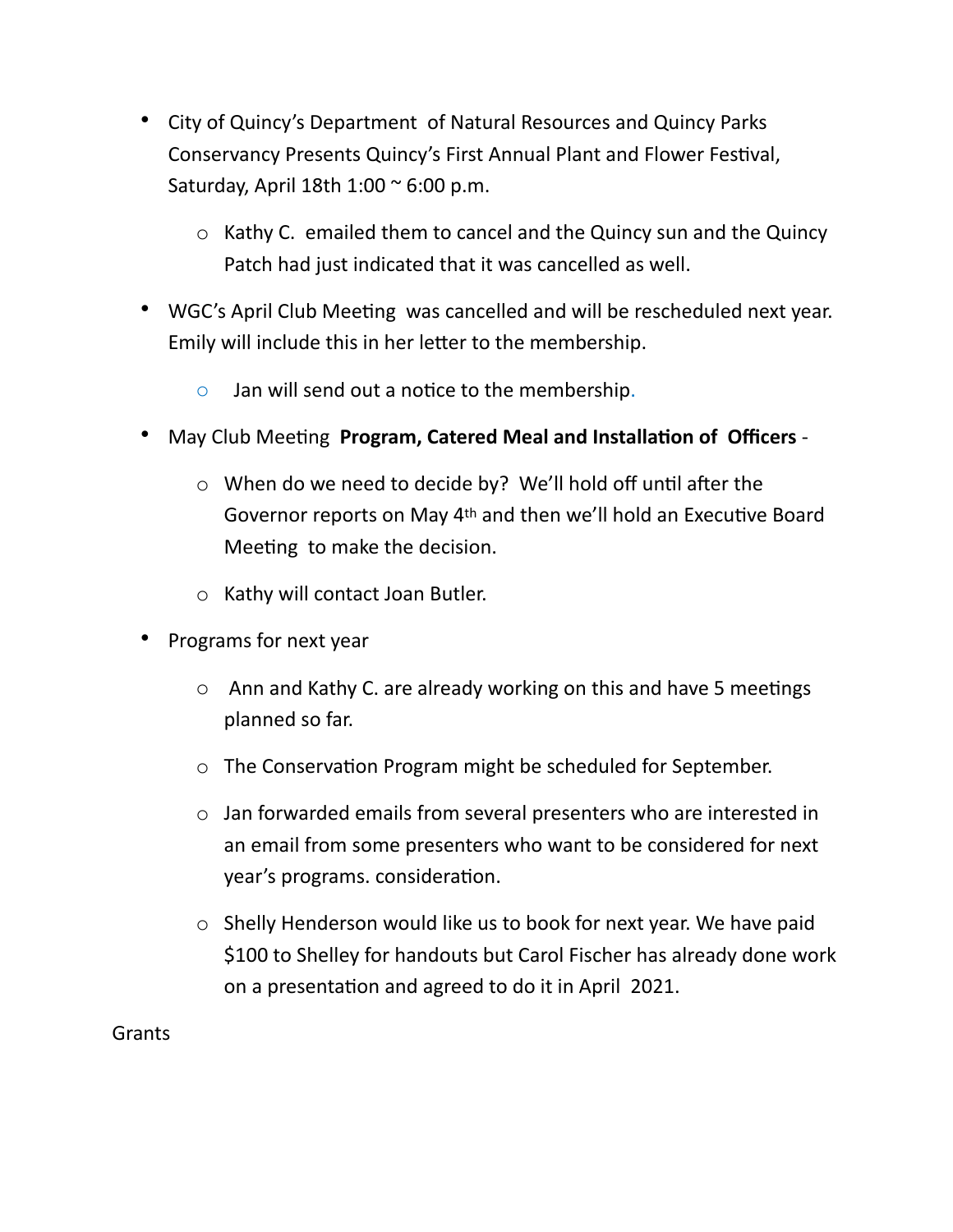- City of Quincy's Department  of Natural Resources and Quincy Parks Conservancy Presents Quincy's First Annual Plant and Flower Festival, Saturday, April 18th 1:00 ~ 6:00 p.m.
    - Kathy C.  emailed them to cancel and the Quincy sun and the Quincy Patch had just indicated that it was cancelled as well.
- WGC's April Club Meeting  was cancelled and will be rescheduled next year. Emily will include this in her letter to the membership.
    - Jan will send out a notice to the membership.
- May Club Meeting  **Program, Catered Meal and Installation of  Officers** -
    - When do we need to decide by?  We'll hold off until after the Governor reports on May 4th and then we'll hold an Executive Board Meeting  to make the decision.
    - Kathy will contact Joan Butler.
- Programs for next year
    - Ann and Kathy C. are already working on this and have 5 meetings planned so far.
    - The Conservation Program might be scheduled for September.
    - Jan forwarded emails from several presenters who are interested in an email from some presenters who want to be considered for next year's programs. consideration.
    - Shelly Henderson would like us to book for next year. We have paid $100 to Shelley for handouts but Carol Fischer has already done work on a presentation and agreed to do it in April  2021.

Grants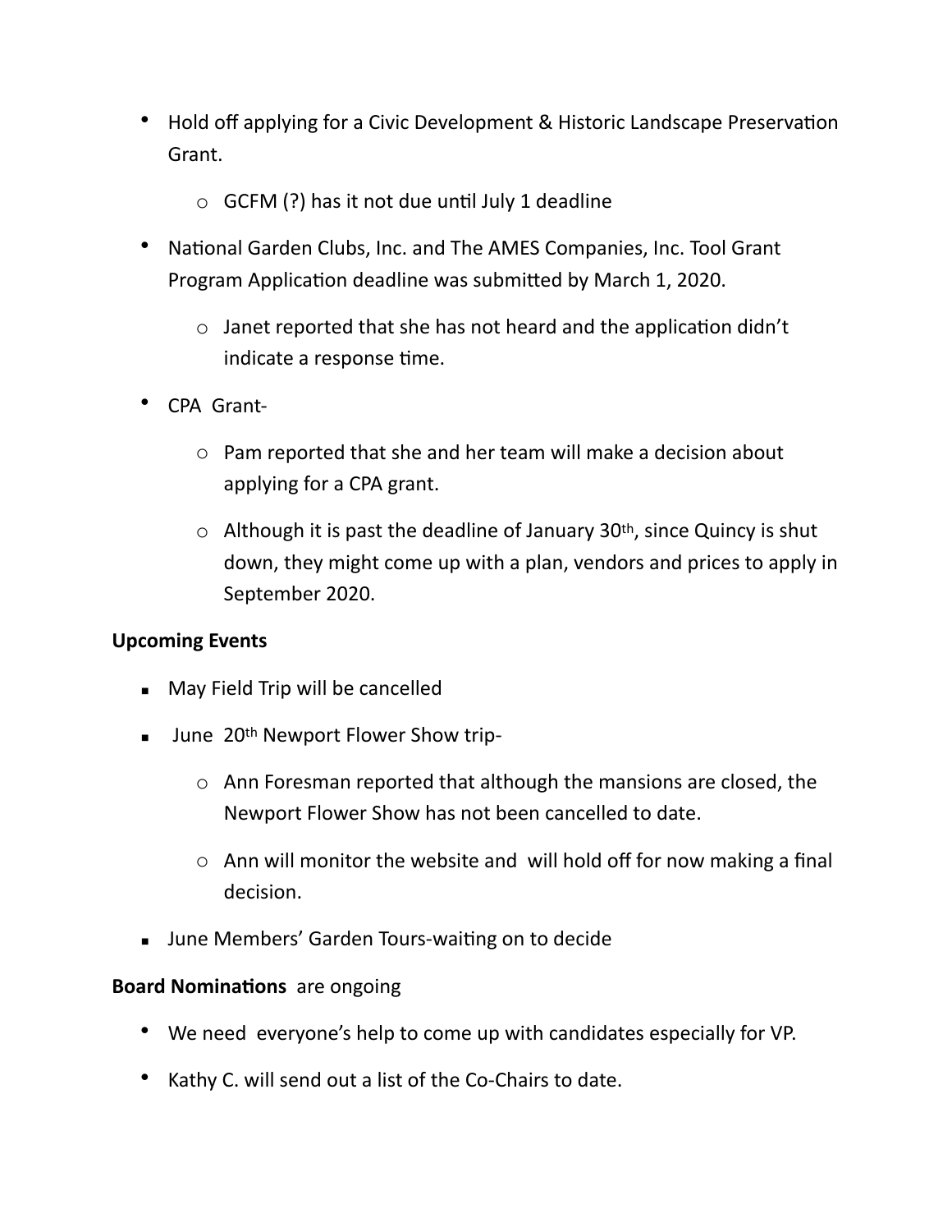- Hold off applying for a Civic Development & Historic Landscape Preservation Grant.
  - GCFM (?) has it not due until July 1 deadline
- National Garden Clubs, Inc. and The AMES Companies, Inc. Tool Grant Program Application deadline was submitted by March 1, 2020.
  - Janet reported that she has not heard and the application didn't indicate a response time.
- CPA Grant-
  - Pam reported that she and her team will make a decision about applying for a CPA grant.
  - Although it is past the deadline of January 30th, since Quincy is shut down, they might come up with a plan, vendors and prices to apply in September 2020.

**Upcoming Events**

- May Field Trip will be cancelled
- June 20th Newport Flower Show trip-
  - Ann Foresman reported that although the mansions are closed, the Newport Flower Show has not been cancelled to date.
  - Ann will monitor the website and will hold off for now making a final decision.
- June Members' Garden Tours-waiting on to decide

**Board Nominations** are ongoing

- We need everyone's help to come up with candidates especially for VP.
- Kathy C. will send out a list of the Co-Chairs to date.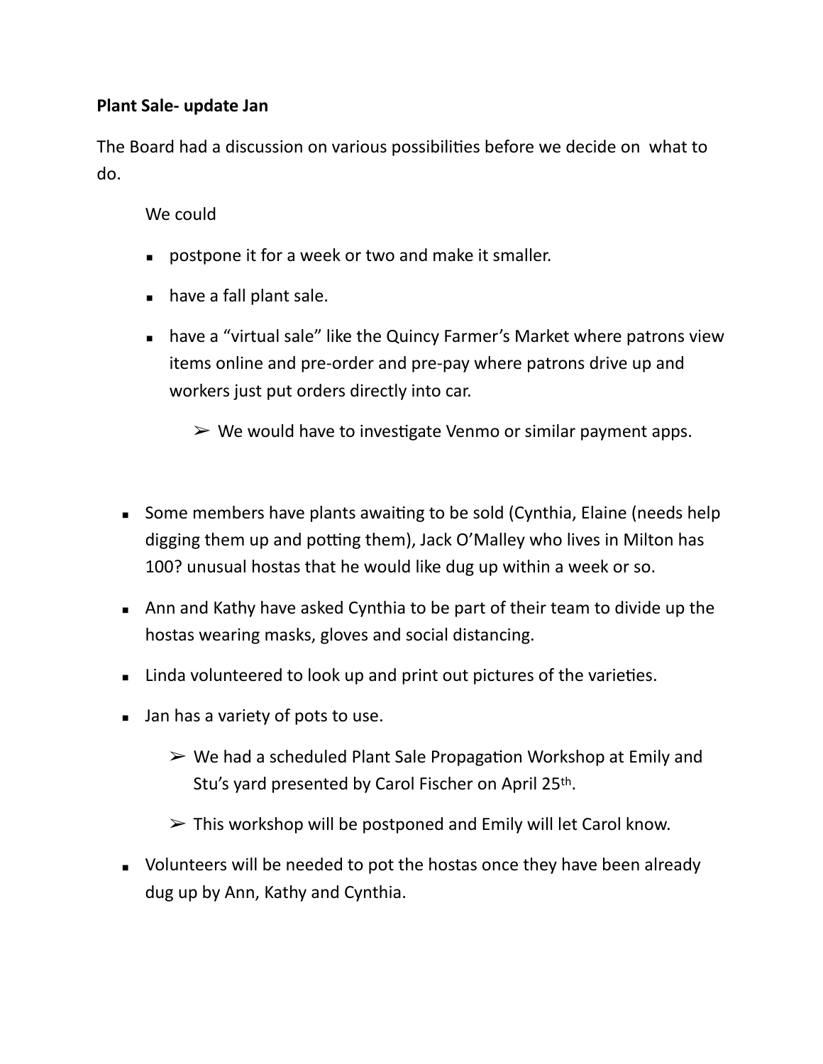**Plant Sale- update Jan**

The Board had a discussion on various possibilities before we decide on what to do.

We could

- postpone it for a week or two and make it smaller.
- have a fall plant sale.
- have a "virtual sale" like the Quincy Farmer's Market where patrons view items online and pre-order and pre-pay where patrons drive up and workers just put orders directly into car.
  - We would have to investigate Venmo or similar payment apps.

- Some members have plants awaiting to be sold (Cynthia, Elaine (needs help digging them up and potting them), Jack O'Malley who lives in Milton has 100? unusual hostas that he would like dug up within a week or so.
- Ann and Kathy have asked Cynthia to be part of their team to divide up the hostas wearing masks, gloves and social distancing.
- Linda volunteered to look up and print out pictures of the varieties.
- Jan has a variety of pots to use.
  - We had a scheduled Plant Sale Propagation Workshop at Emily and Stu's yard presented by Carol Fischer on April 25th.
  - This workshop will be postponed and Emily will let Carol know.
- Volunteers will be needed to pot the hostas once they have been already dug up by Ann, Kathy and Cynthia.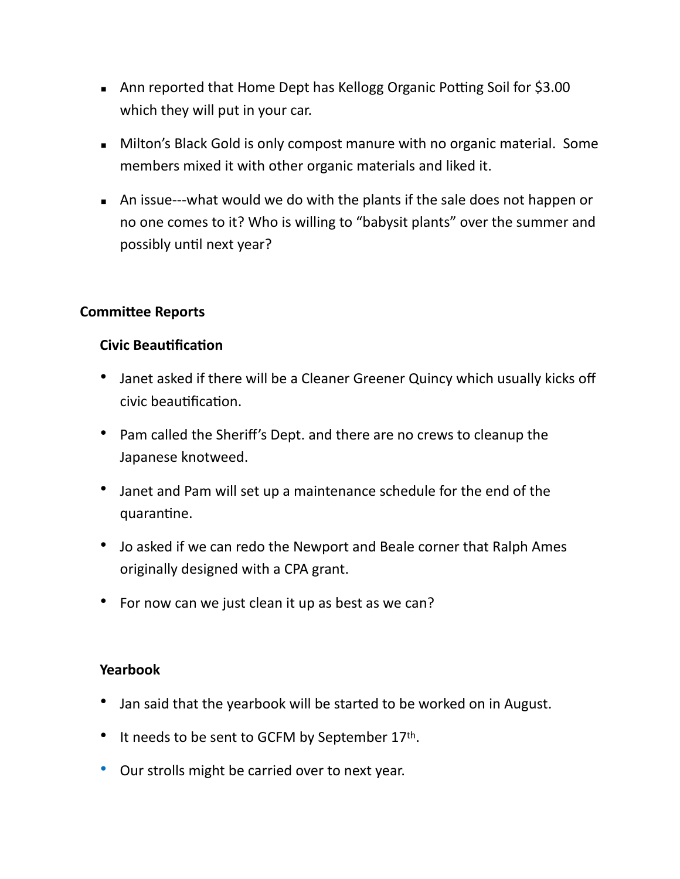- Ann reported that Home Dept has Kellogg Organic Potting Soil for $3.00 which they will put in your car.
- Milton's Black Gold is only compost manure with no organic material. Some members mixed it with other organic materials and liked it.
- An issue---what would we do with the plants if the sale does not happen or no one comes to it? Who is willing to "babysit plants" over the summer and possibly until next year?

**Committee Reports**

**Civic Beautification**

- Janet asked if there will be a Cleaner Greener Quincy which usually kicks off civic beautification.
- Pam called the Sheriff's Dept. and there are no crews to cleanup the Japanese knotweed.
- Janet and Pam will set up a maintenance schedule for the end of the quarantine.
- Jo asked if we can redo the Newport and Beale corner that Ralph Ames originally designed with a CPA grant.
- For now can we just clean it up as best as we can?

**Yearbook**

- Jan said that the yearbook will be started to be worked on in August.
- It needs to be sent to GCFM by September 17th.
- Our strolls might be carried over to next year.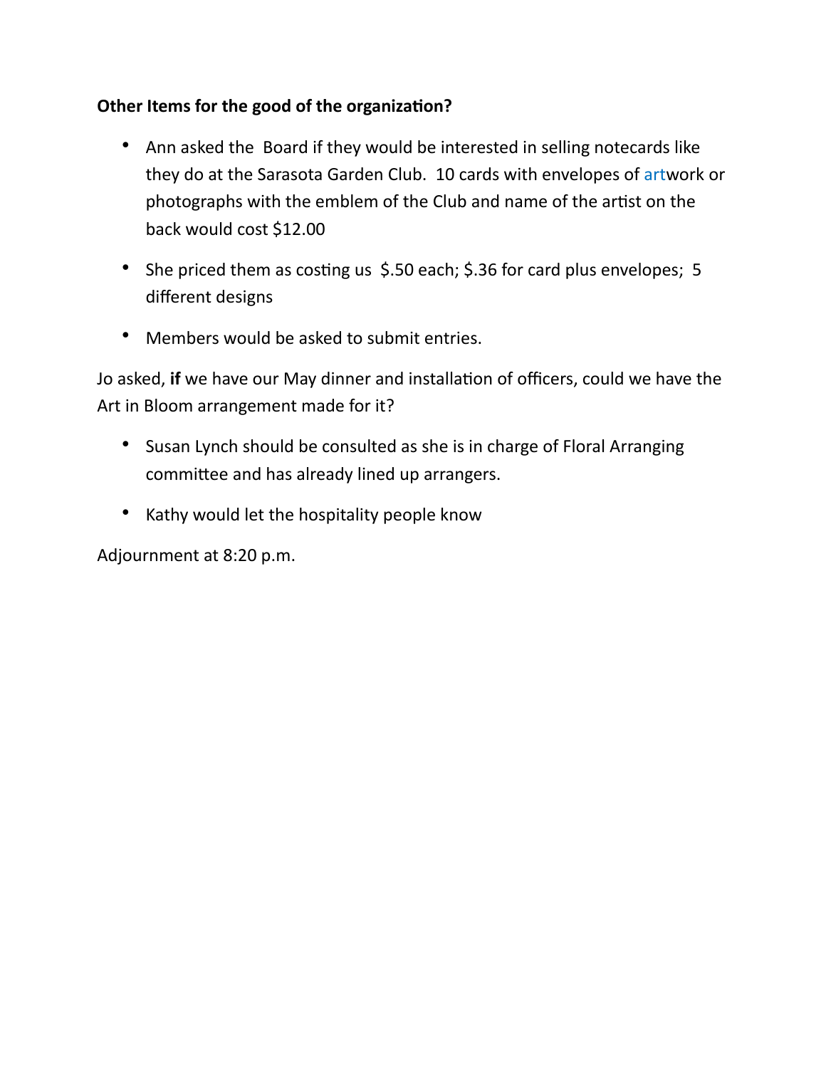**Other Items for the good of the organization?**

- Ann asked the Board if they would be interested in selling notecards like they do at the Sarasota Garden Club. 10 cards with envelopes of artwork or photographs with the emblem of the Club and name of the artist on the back would cost $12.00
- She priced them as costing us $.50 each; $.36 for card plus envelopes; 5 different designs
- Members would be asked to submit entries.

Jo asked, **if** we have our May dinner and installation of officers, could we have the Art in Bloom arrangement made for it?

- Susan Lynch should be consulted as she is in charge of Floral Arranging committee and has already lined up arrangers.
- Kathy would let the hospitality people know

Adjournment at 8:20 p.m.